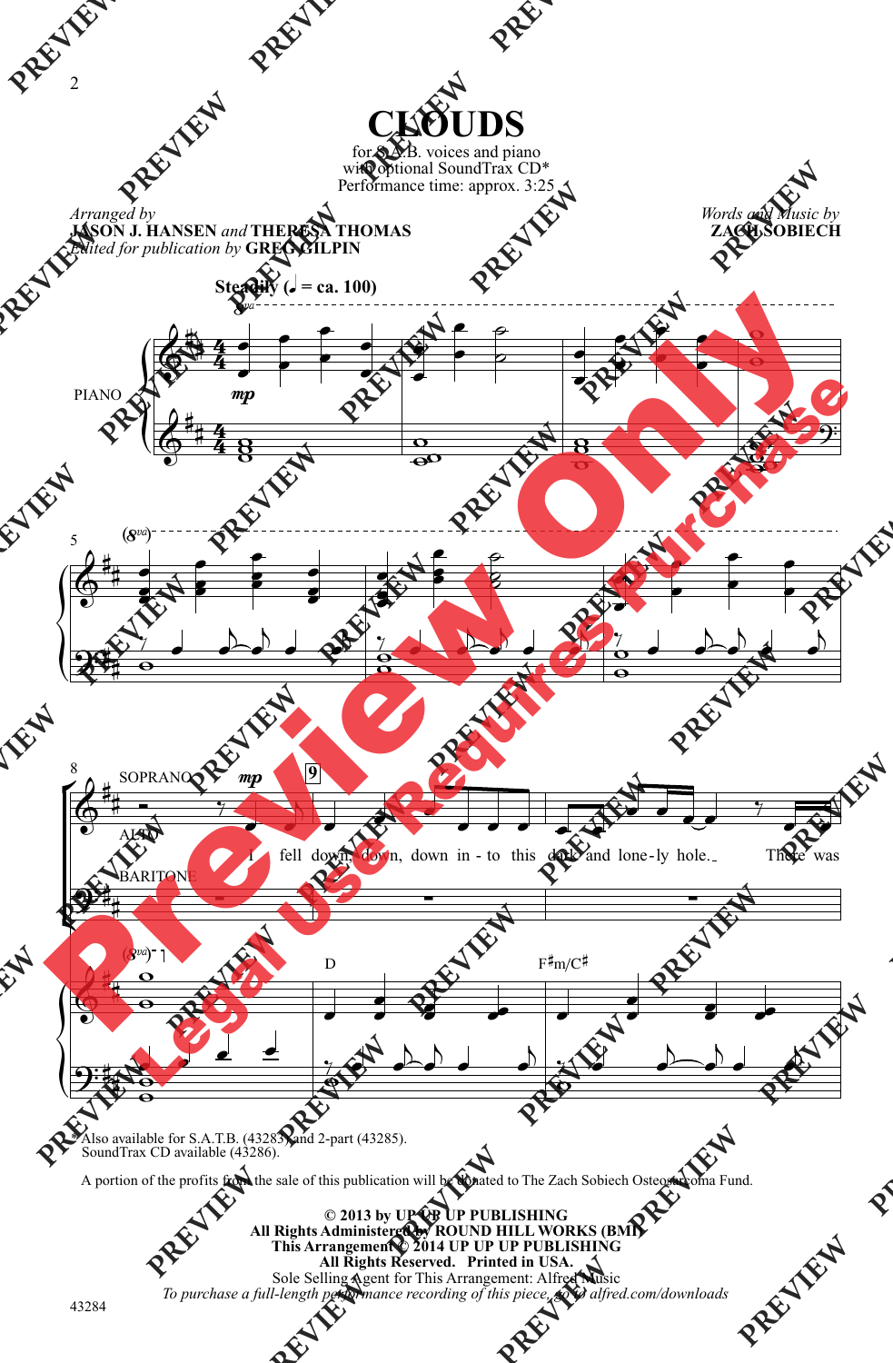# CLOUDS

for S.A.B. voices and piano
with optional SoundTrax CD*
Performance time: approx. 3:25

*Arranged by*
**JASON J. HANSEN** *and* **THERESA THOMAS**
*Edited for publication by* **GREG GILPIN**

*Words and Music by*
**ZACH SOBIECH**

**Steadily (♩ = ca. 100)**

PIANO

SOPRANO *mp* 9

ALTO

I fell down, down, down in - to this dark and lone - ly hole. There was

BARITONE

D F♯m/C♯

\* Also available for S.A.T.B. (43283) and 2-part (43285).
SoundTrax CD available (43286).

A portion of the profits from the sale of this publication will be donated to The Zach Sobiech Osteosarcoma Fund.

**© 2013 by UP UP UP PUBLISHING**
**All Rights Administered by ROUND HILL WORKS (BMI)**
**This Arrangement © 2014 UP UP UP PUBLISHING**
**All Rights Reserved. Printed in USA.**
Sole Selling Agent for This Arrangement: Alfred Music
*To purchase a full-length performance recording of this piece, go to alfred.com/downloads*

43284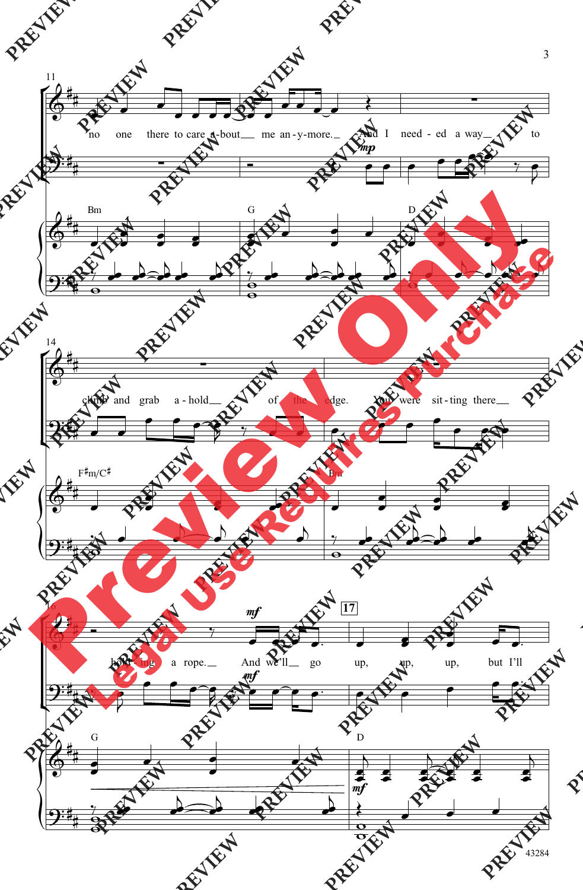11

no one there to care a-bout me an-y-more. And I need-ed a way to

*mp*

Bm G D

14

climb and grab a-hold of the edge. You were sit-ting there

F♯m/C♯ Bm

16

hold-ing a rope. And we'll go up, up, up, but I'll

*mf*

*mf*

17

G D

*mf*

43284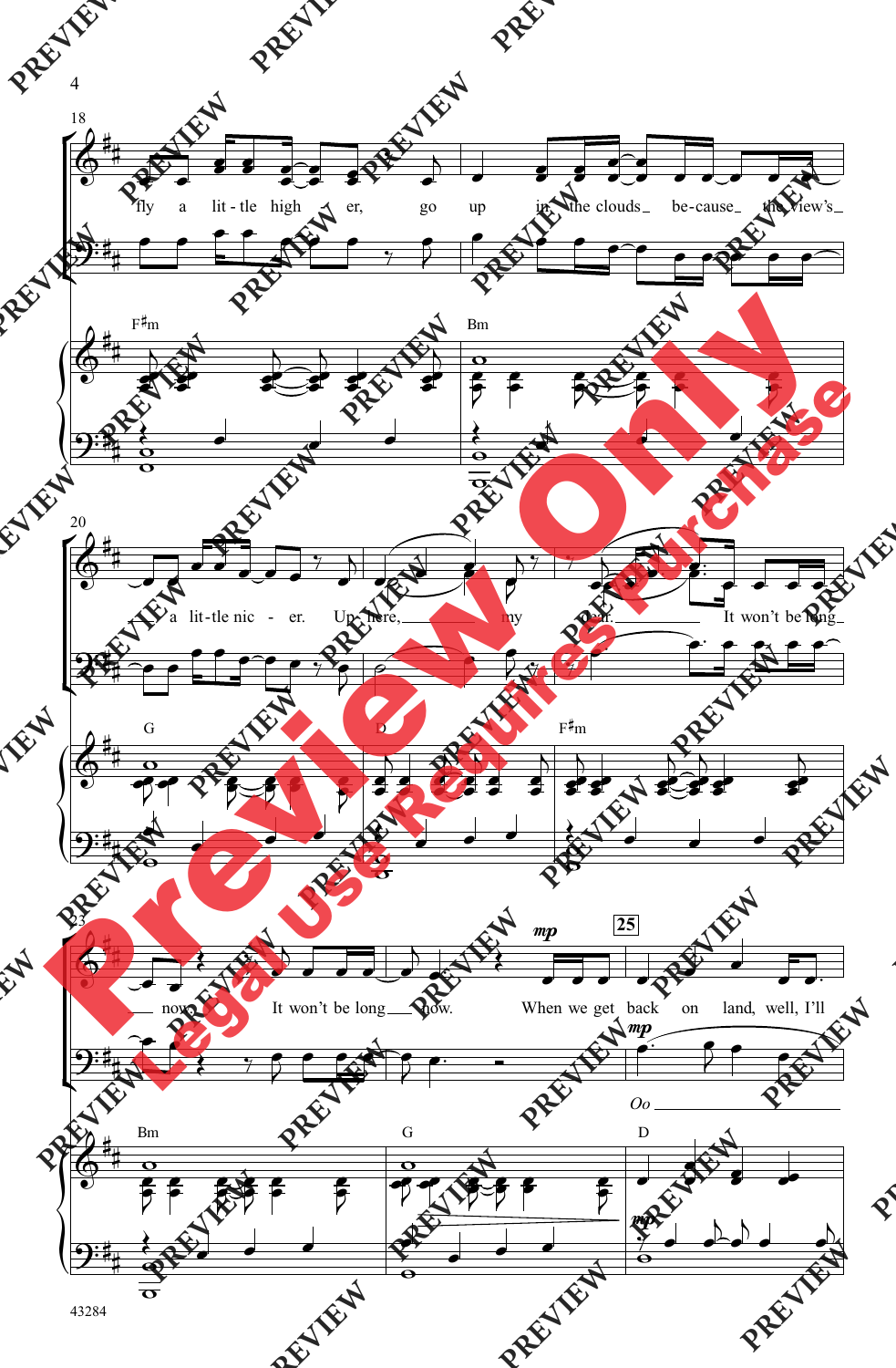18

fly a lit - tle high - er, go up in the clouds be-cause the view's

F♯m Bm

20

a lit-tle nic - er. Up here, my dear.

G D F♯m

It won't be long

23

now. It won't be long now. When we get back on land, well, I'll

*mp*

25

*mp*

*Oo*

Bm G D

*mp*

43284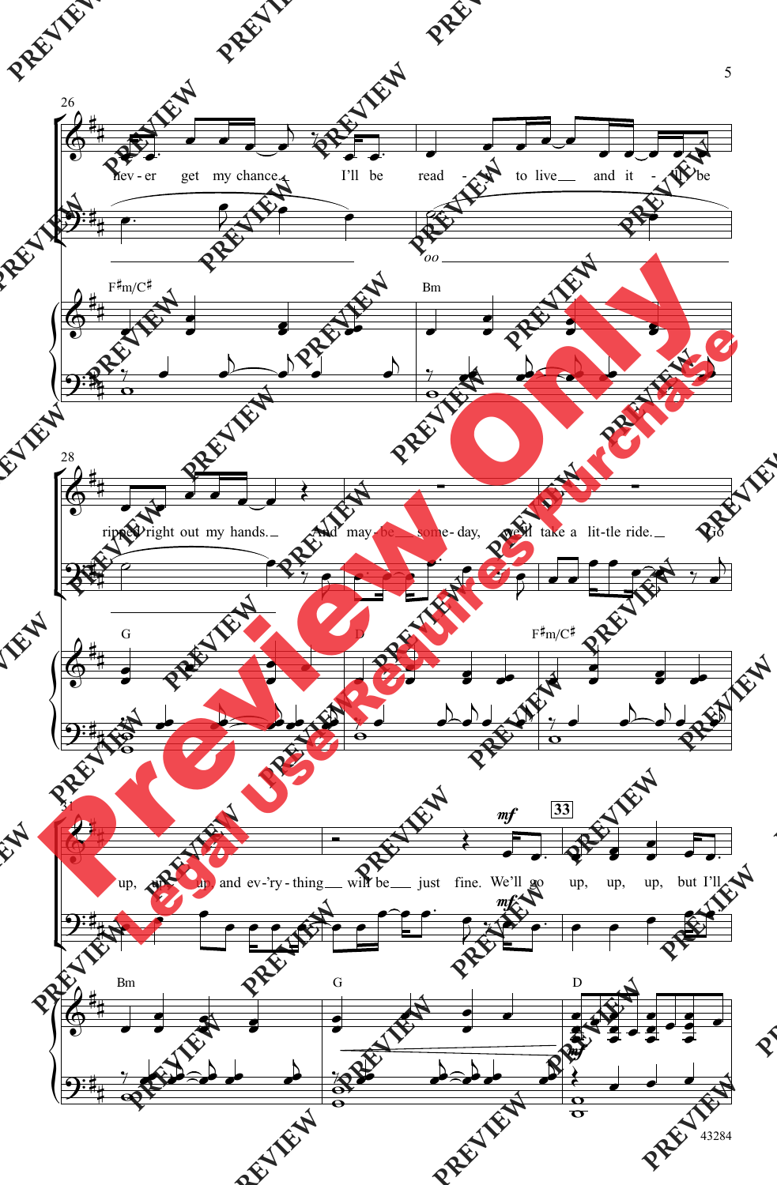26

nev - er get my chance. I'll be read - y to live and it - 'll be

*oo*

F♯m/C♯ Bm

28

ripped right out my hands. And may - be some - day, we'll take a lit - tle ride. Go

G D F♯m/C♯

31

up, up, up, and ev - 'ry - thing will be just fine. We'll go up, up, up, but I'll

*mf*

**33**

Bm G D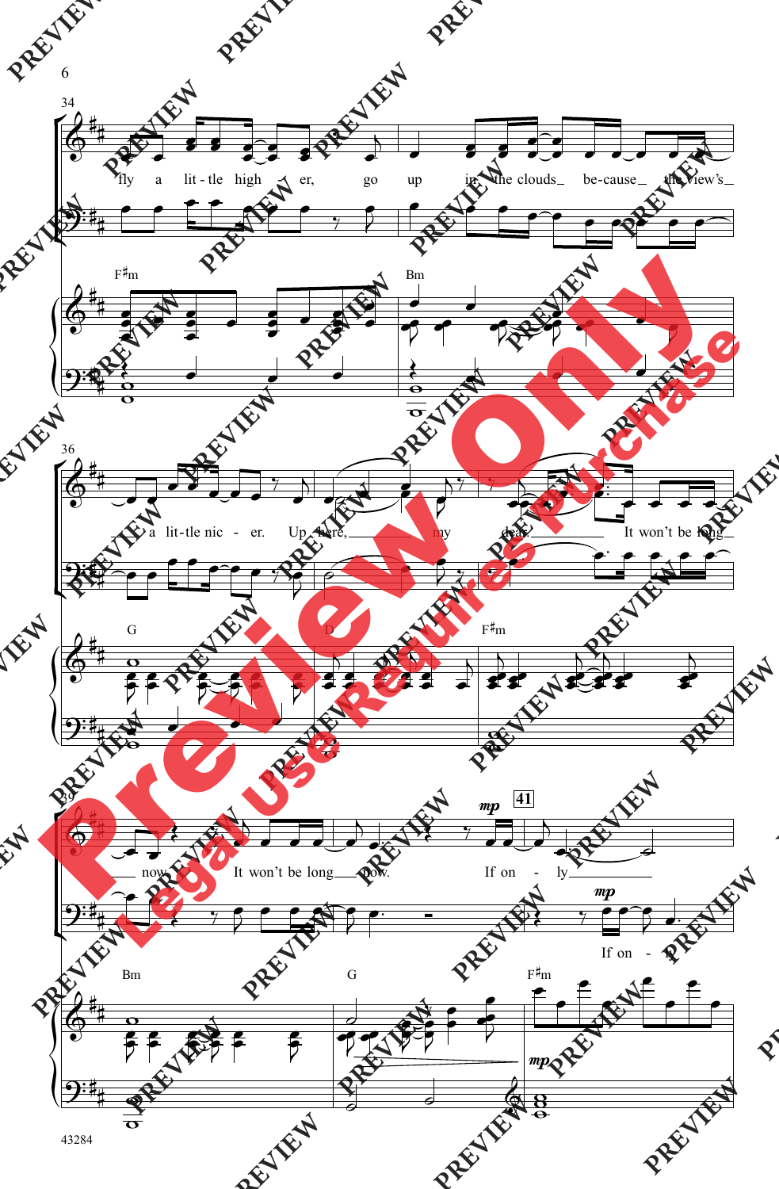34

fly a lit - tle high - er, go up in the clouds be - cause the view's

F♯m Bm

36

a lit - tle nic - er. Up here, my dear. It won't be long

G D F♯m

39

now. It won't be long now. If on - ly

*mp* 41

If on - ly

Bm G F♯m

*mp*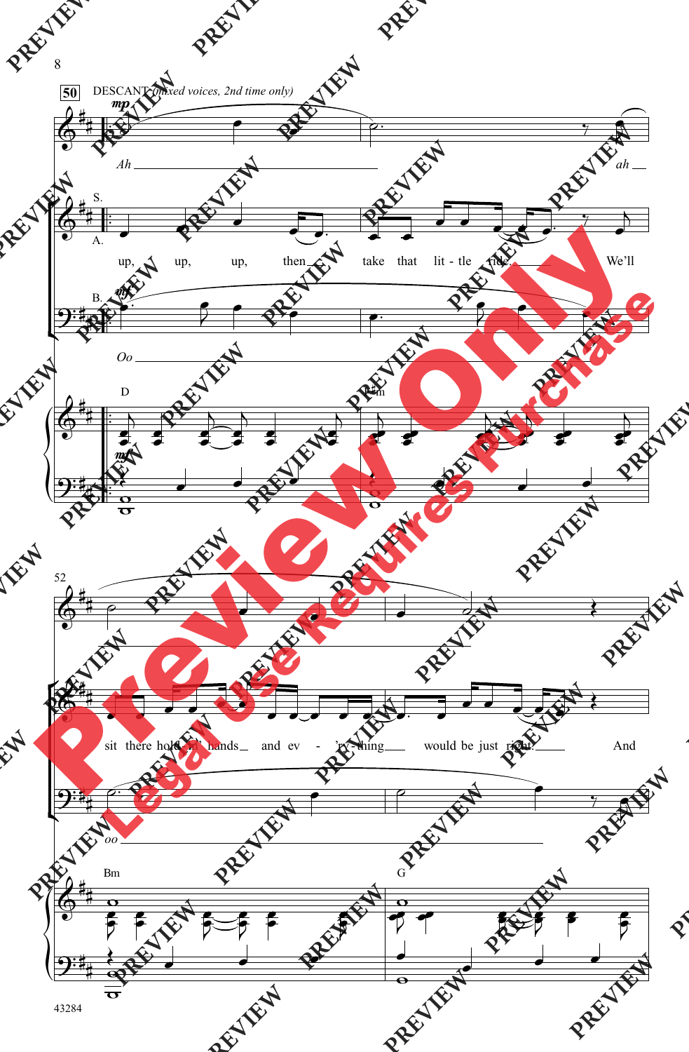50 DESCANT *(mixed voices, 2nd time only)*

*Ah* ... *ah*

S. A.

up, up, up, then take that lit - tle ride. We'll

B.

*Oo*

D ... Bm

52

sit there hold - in' hands and ev - 'ry - thing would be just right. And

*oo*

Bm ... G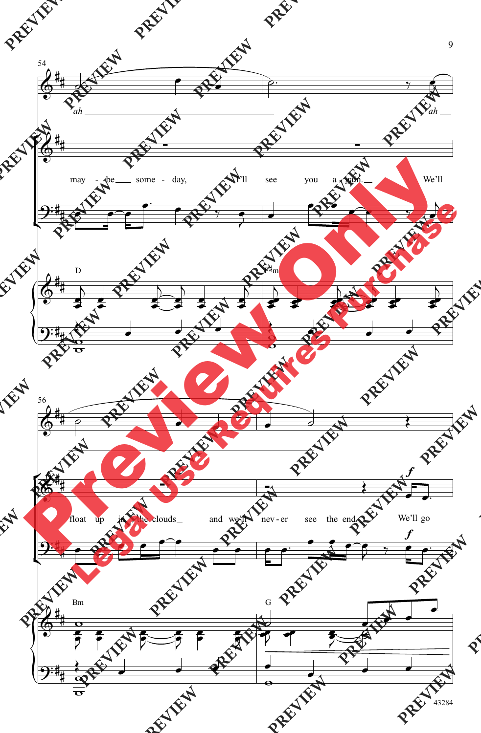54

*ah*

may - be some - day, I'll see you a - gain. We'll

*ah*

D

F♯m

56

float up in the clouds and we'll nev - er see the end. We'll go

***f***

Bm

G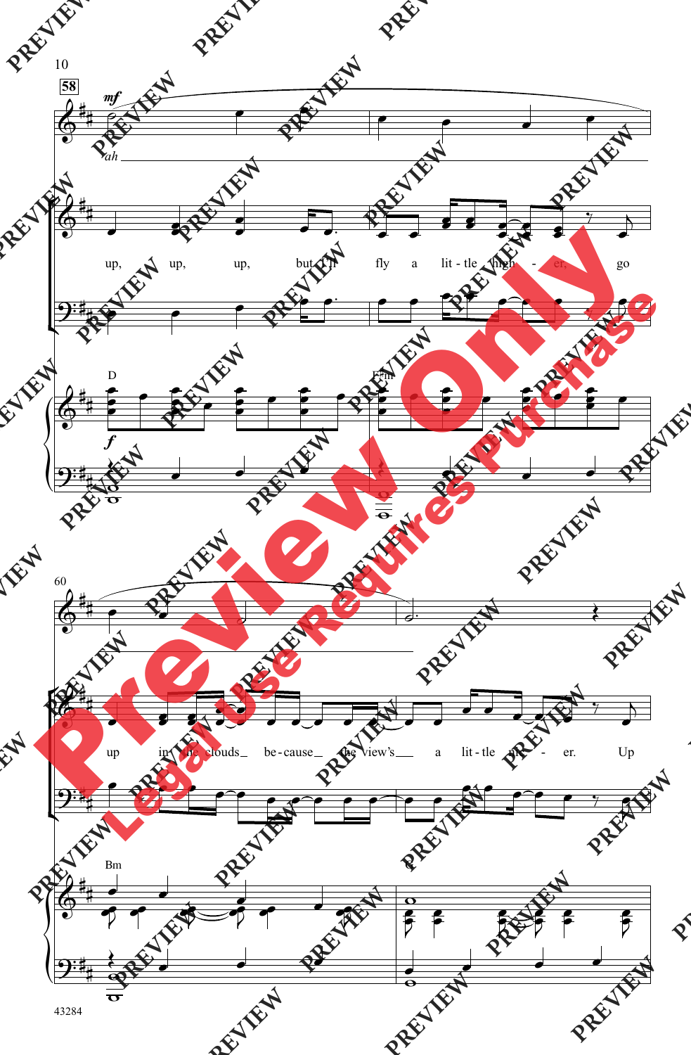58

*mf*

ah

up, up, up, but I'll fly a lit - tle high - er, go

D

*f*

F♯m

60

up in the clouds be - cause the view's a lit - tle high - er. Up

Bm

G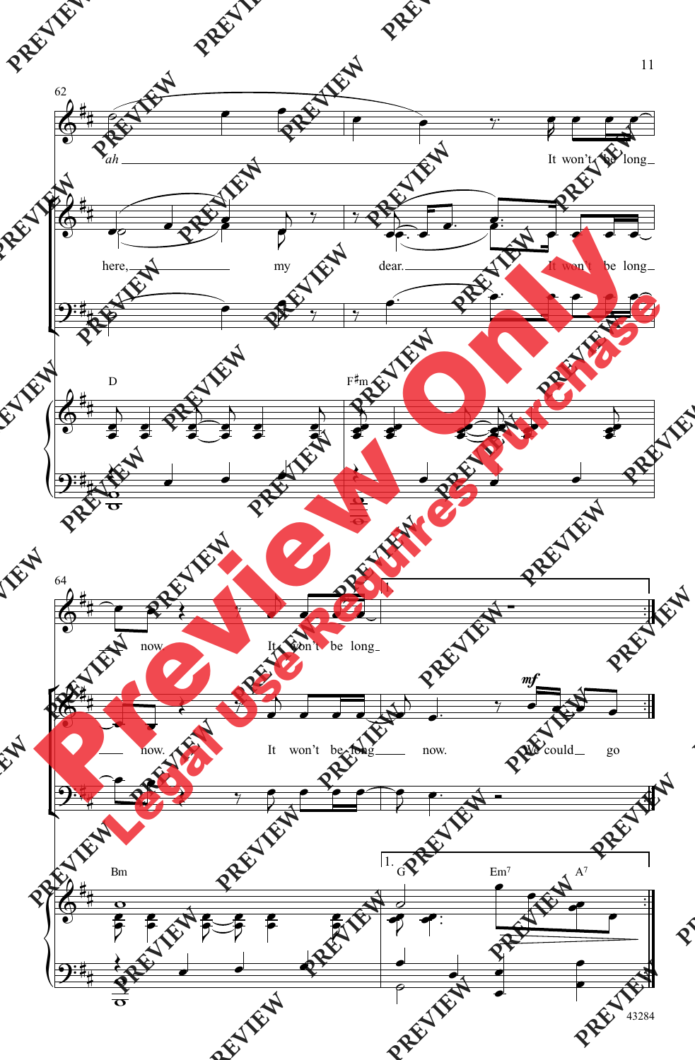62

ah

It won't be long

here, my dear. It won't be long

D F♯m

64

now. It won't be long

now. It won't be long now.

*mf* We could go

Bm G Em⁷ A⁷

1.

43284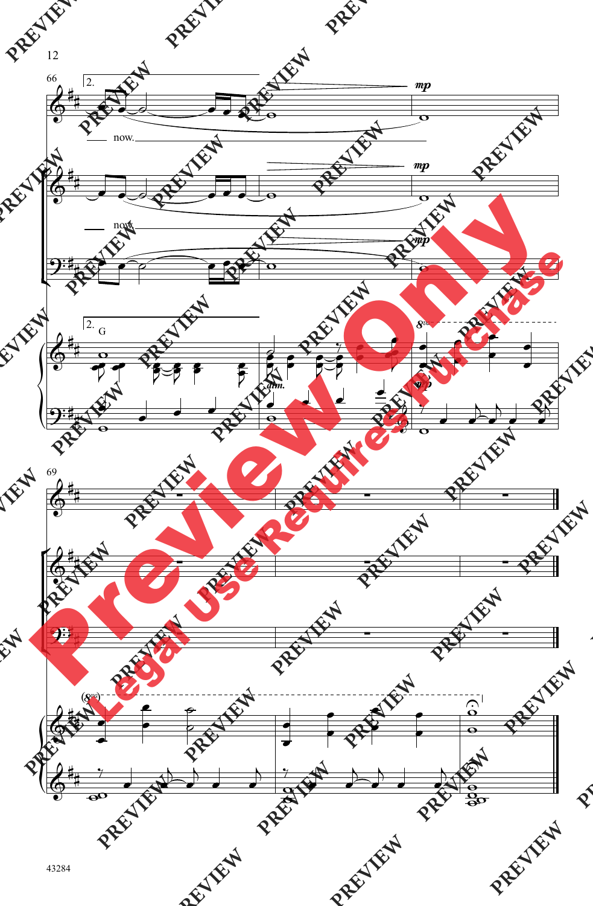now.

now.